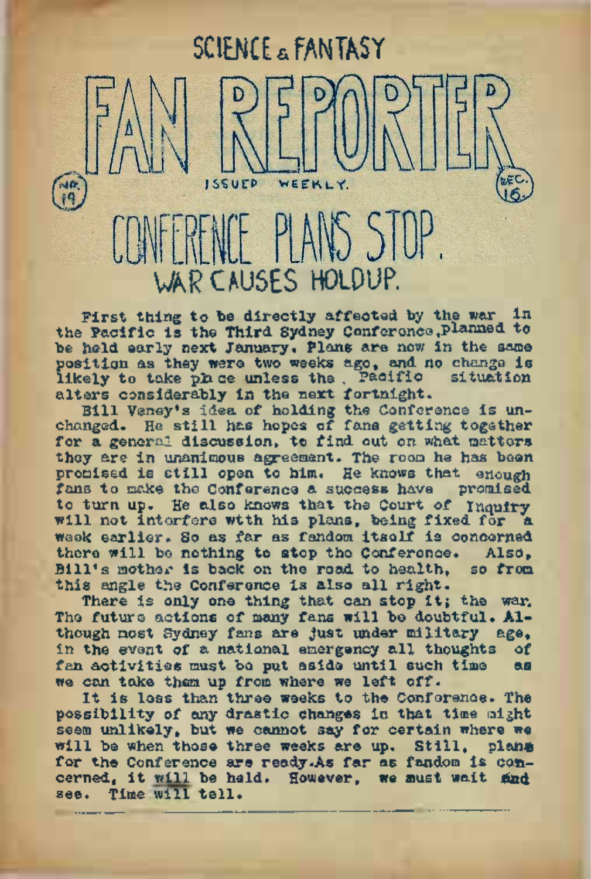SCIENCE & FANTASY

# FAN REPORTER

No. 19 — ISSUED WEEKLY. — DEC. 16.

## CONFERENCE PLANS STOP.
### WAR CAUSES HOLDUP.

First thing to be directly affected by the war in the Pacific is the Third Sydney Conference, planned to be held early next January. Plans are now in the same position as they were two weeks ago, and no change is likely to take place unless the Pacific situation alters considerably in the next fortnight.

Bill Veney's idea of holding the Conference is unchanged. He still has hopes of fans getting together for a general discussion, to find out on what matters they are in unanimous agreement. The room he has been promised is still open to him. He knows that enough fans to make the Conference a success have promised to turn up. He also knows that the Court of Inquiry will not interfere with his plans, being fixed for a week earlier. So as far as fandom itself is concerned there will be nothing to stop the Conference. Also, Bill's mother is back on the road to health, so from this angle the Conference is also all right.

There is only one thing that can stop it; the war. The future actions of many fans will be doubtful. Although most Sydney fans are just under military age, in the event of a national emergency all thoughts of fan activities must be put aside until such time as we can take them up from where we left off.

It is less than three weeks to the Conference. The possibility of any drastic changes in that time might seem unlikely, but we cannot say for certain where we will be when those three weeks are up. Still, plans for the Conference are ready. As far as fandom is concerned, it will be held. However, we must wait and see. Time will tell.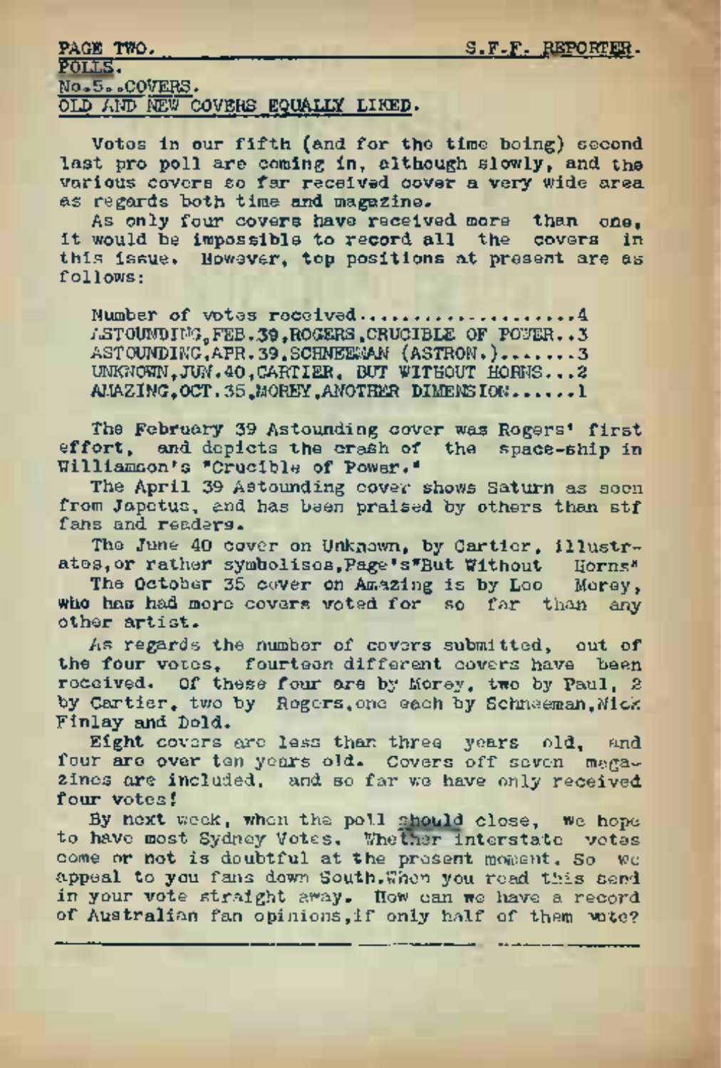POLLS.

No.5..COVERS.

OLD AND NEW COVERS EQUALLY LIKED.

Votes in our fifth (and for the time being) second last pro poll are coming in, although slowly, and the various covers so far received cover a very wide area as regards both time and magazine.

As only four covers have received more than one, it would be impossible to record all the covers in this issue. However, top positions at present are as follows:

Number of votes received....................4
ASTOUNDING,FEB.39,ROGERS,CRUCIBLE OF POWER..3
ASTOUNDING,APR.39,SCHNEEMAN (ASTRON.).......3
UNKNOWN,JUN.40,CARTIER, BUT WITHOUT HORNS...2
AMAZING,OCT.35,MOREY,ANOTHER DIMENSION......1

The February 39 Astounding cover was Rogers' first effort, and depicts the crash of the space-ship in Williamson's "Crucible of Power."

The April 39 Astounding cover shows Saturn as seen from Japetus, and has been praised by others than stf fans and readers.

The June 40 cover on Unknown, by Cartier, illustrates,or rather symbolises,Page's"But Without Horns"

The October 35 cover on Amazing is by Leo Morey, who has had more covers voted for so far than any other artist.

As regards the number of covers submitted, out of the four votes, fourteen different covers have been received. Of these four are by Morey, two by Paul, 2 by Cartier, two by Rogers,one each by Schneeman,Nick Finlay and Dold.

Eight covers are less than three years old, and four are over ten years old. Covers off seven magazines are included, and so far we have only received four votes!

By next week, when the poll should close, we hope to have most Sydney Votes. Whether interstate votes come or not is doubtful at the present moment. So we appeal to you fans down South.When you read this send in your vote straight away. How can we have a record of Australian fan opinions,if only half of them vote?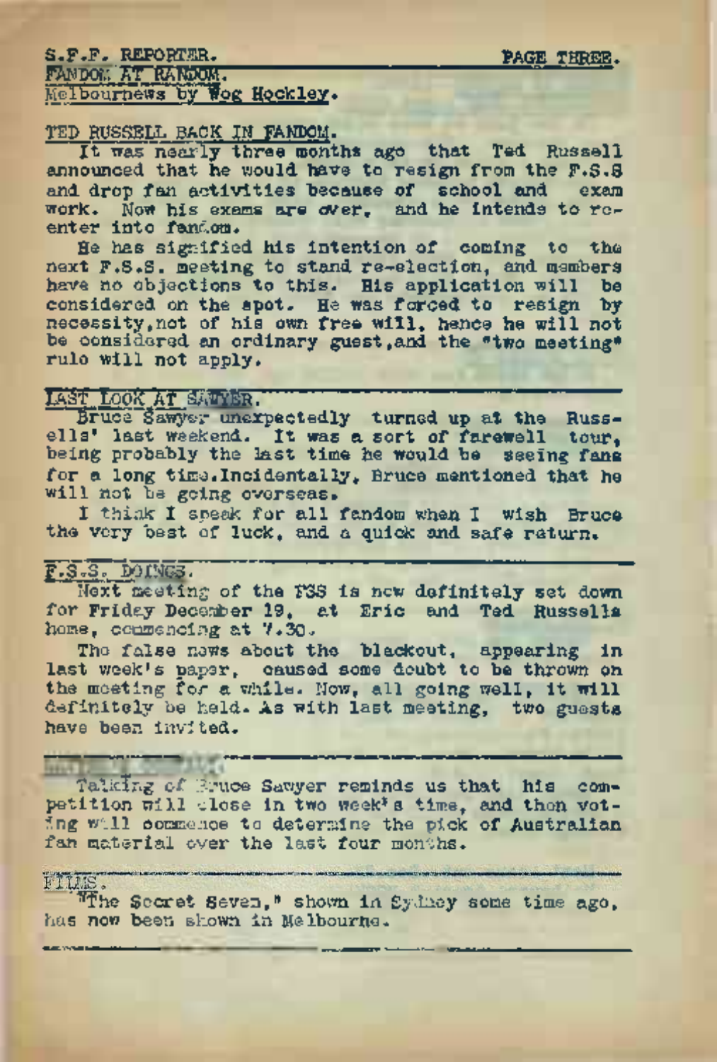## FANDOM AT RANDOM.

Melbournews by Wog Hockley.

### TED RUSSELL BACK IN FANDOM.

It was nearly three months ago that Ted Russell announced that he would have to resign from the F.S.S and drop fan activities because of school and exam work. Now his exams are over, and he intends to re-enter into fandom.

He has signified his intention of coming to the next F.S.S. meeting to stand re-election, and members have no objections to this. His application will be considered on the spot. He was forced to resign by necessity, not of his own free will, hence he will not be considered an ordinary guest, and the "two meeting" rule will not apply.

### LAST LOOK AT SAWYER.

Bruce Sawyer unexpectedly turned up at the Russells' last weekend. It was a sort of farewell tour, being probably the last time he would be seeing fans for a long time. Incidentally, Bruce mentioned that he will not be going overseas.

I think I speak for all fandom when I wish Bruce the very best of luck, and a quick and safe return.

### F.S.S. DOINGS.

Next meeting of the FSS is now definitely set down for Friday December 19, at Eric and Ted Russells home, commencing at 7.30.

The false news about the blackout, appearing in last week's paper, caused some doubt to be thrown on the meeting for a while. Now, all going well, it will definitely be held. As with last meeting, two guests have been invited.

Talking of Bruce Sawyer reminds us that his competition will close in two week's time, and then voting will commence to determine the pick of Australian fan material over the last four months.

### FILMS.

"The Secret Seven," shown in Sydney some time ago, has now been shown in Melbourne.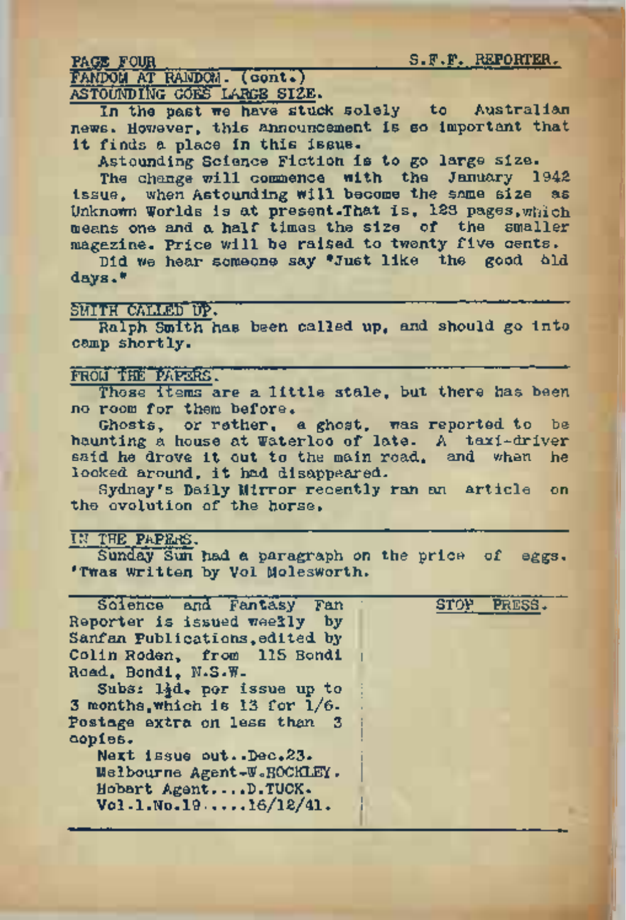## FANDOM AT RANDOM. (cont.)

### ASTOUNDING GOES LARGE SIZE.

In the past we have stuck solely to Australian news. However, this announcement is so important that it finds a place in this issue.

Astounding Science Fiction is to go large size.

The change will commence with the January 1942 issue, when Astounding will become the same size as Unknown Worlds is at present. That is, 128 pages, which means one and a half times the size of the smaller magazine. Price will be raised to twenty five cents.

Did we hear someone say "Just like the good old days."

---

### SMITH CALLED UP.

Ralph Smith has been called up, and should go into camp shortly.

---

### FROM THE PAPERS.

Those items are a little stale, but there has been no room for them before.

Ghosts, or rather, a ghost, was reported to be haunting a house at Waterloo of late. A taxi-driver said he drove it out to the main road, and when he looked around, it had disappeared.

Sydney's Daily Mirror recently ran an article on the evolution of the horse.

---

### IN THE PAPERS.

Sunday Sun had a paragraph on the price of eggs. 'Twas written by Vol Molesworth.

---

Science and Fantasy Fan Reporter is issued weekly by Sanfan Publications, edited by Colin Roden, from 115 Bondi Road, Bondi, N.S.W.

Subs: 1½d. per issue up to 3 months, which is 13 for 1/6. Postage extra on less than 3 copies.

Next issue out..Dec.23.

Melbourne Agent-W.HOCKLEY.

Hobart Agent....D.TUCK.

Vol.1.No.19.....16/12/41.

STOP PRESS.